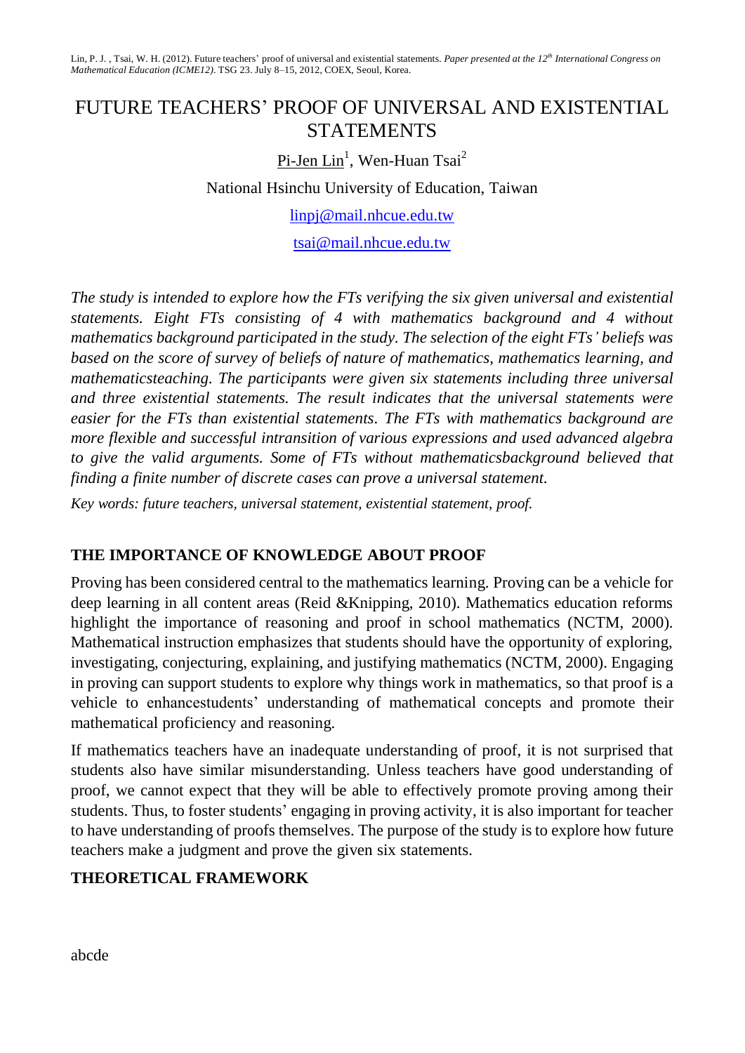Lin, P. J. , Tsai, W. H. (2012). Future teachers' proof of universal and existential statements. *Paper presented at the 12th International Congress on Mathematical Education (ICME12)*. TSG 23. July 8–15, 2012, COEX, Seoul, Korea.

# FUTURE TEACHERS' PROOF OF UNIVERSAL AND EXISTENTIAL STATEMENTS

Pi-Jen Lin[1], Wen-Huan Tsai[2]

National Hsinchu University of Education, Taiwan

linpj@mail.nhcue.edu.tw

tsai@mail.nhcue.edu.tw

*The study is intended to explore how the FTs verifying the six given universal and existential statements. Eight FTs consisting of 4 with mathematics background and 4 without mathematics background participated in the study. The selection of the eight FTs' beliefs was based on the score of survey of beliefs of nature of mathematics, mathematics learning, and mathematicsteaching. The participants were given six statements including three universal and three existential statements. The result indicates that the universal statements were easier for the FTs than existential statements. The FTs with mathematics background are more flexible and successful intransition of various expressions and used advanced algebra to give the valid arguments. Some of FTs without mathematicsbackground believed that finding a finite number of discrete cases can prove a universal statement.*

*Key words: future teachers, universal statement, existential statement, proof.*

## THE IMPORTANCE OF KNOWLEDGE ABOUT PROOF

Proving has been considered central to the mathematics learning. Proving can be a vehicle for deep learning in all content areas (Reid &Knipping, 2010). Mathematics education reforms highlight the importance of reasoning and proof in school mathematics (NCTM, 2000). Mathematical instruction emphasizes that students should have the opportunity of exploring, investigating, conjecturing, explaining, and justifying mathematics (NCTM, 2000). Engaging in proving can support students to explore why things work in mathematics, so that proof is a vehicle to enhancestudents' understanding of mathematical concepts and promote their mathematical proficiency and reasoning.

If mathematics teachers have an inadequate understanding of proof, it is not surprised that students also have similar misunderstanding. Unless teachers have good understanding of proof, we cannot expect that they will be able to effectively promote proving among their students. Thus, to foster students' engaging in proving activity, it is also important for teacher to have understanding of proofs themselves. The purpose of the study is to explore how future teachers make a judgment and prove the given six statements.

## THEORETICAL FRAMEWORK

abcde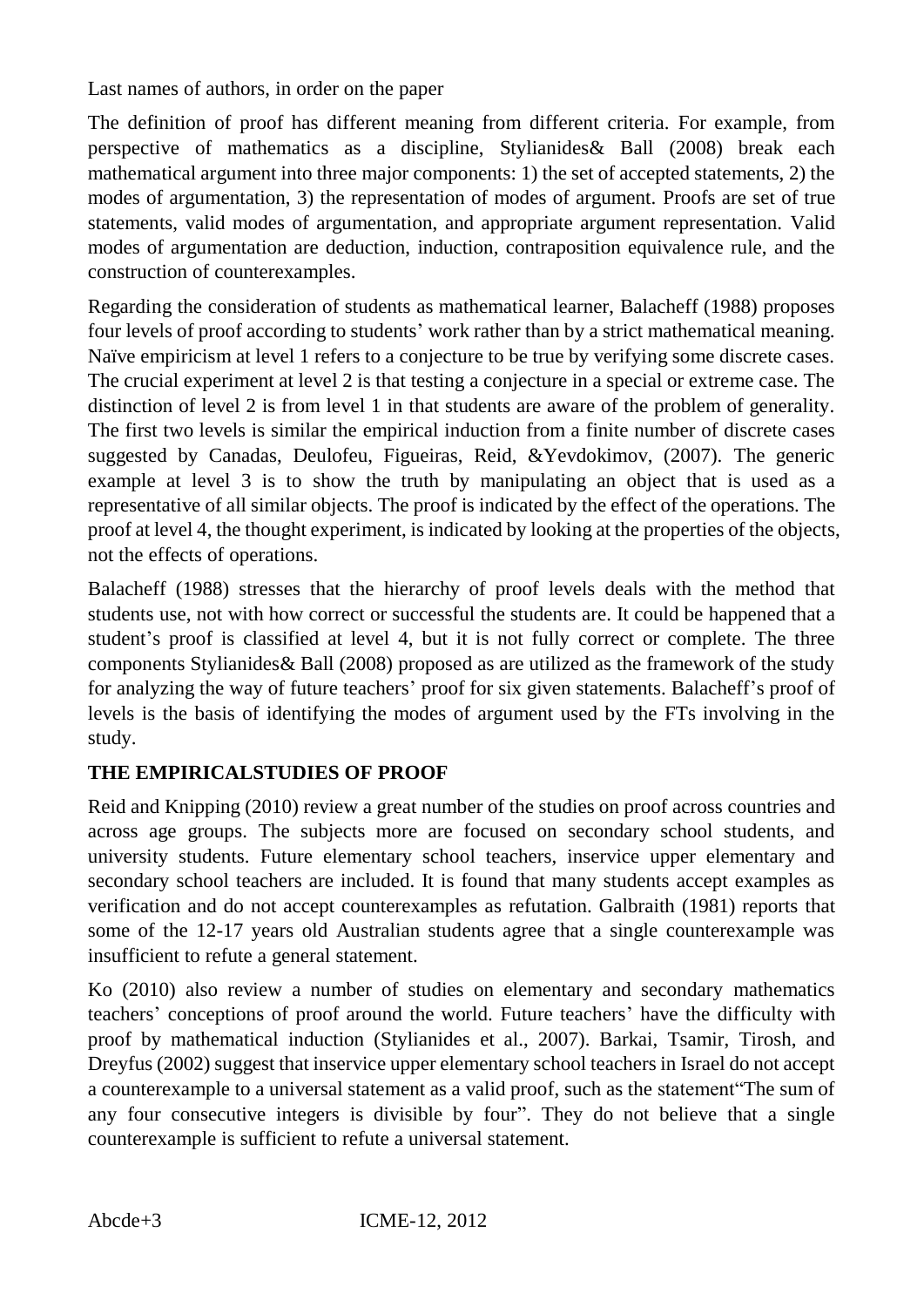The definition of proof has different meaning from different criteria. For example, from perspective of mathematics as a discipline, Stylianides& Ball (2008) break each mathematical argument into three major components: 1) the set of accepted statements, 2) the modes of argumentation, 3) the representation of modes of argument. Proofs are set of true statements, valid modes of argumentation, and appropriate argument representation. Valid modes of argumentation are deduction, induction, contraposition equivalence rule, and the construction of counterexamples.

Regarding the consideration of students as mathematical learner, Balacheff (1988) proposes four levels of proof according to students' work rather than by a strict mathematical meaning. Naïve empiricism at level 1 refers to a conjecture to be true by verifying some discrete cases. The crucial experiment at level 2 is that testing a conjecture in a special or extreme case. The distinction of level 2 is from level 1 in that students are aware of the problem of generality. The first two levels is similar the empirical induction from a finite number of discrete cases suggested by Canadas, Deulofeu, Figueiras, Reid, &Yevdokimov, (2007). The generic example at level 3 is to show the truth by manipulating an object that is used as a representative of all similar objects. The proof is indicated by the effect of the operations. The proof at level 4, the thought experiment, is indicated by looking at the properties of the objects, not the effects of operations.

Balacheff (1988) stresses that the hierarchy of proof levels deals with the method that students use, not with how correct or successful the students are. It could be happened that a student's proof is classified at level 4, but it is not fully correct or complete. The three components Stylianides& Ball (2008) proposed as are utilized as the framework of the study for analyzing the way of future teachers' proof for six given statements. Balacheff's proof of levels is the basis of identifying the modes of argument used by the FTs involving in the study.

## THE EMPIRICALSTUDIES OF PROOF

Reid and Knipping (2010) review a great number of the studies on proof across countries and across age groups. The subjects more are focused on secondary school students, and university students. Future elementary school teachers, inservice upper elementary and secondary school teachers are included. It is found that many students accept examples as verification and do not accept counterexamples as refutation. Galbraith (1981) reports that some of the 12-17 years old Australian students agree that a single counterexample was insufficient to refute a general statement.

Ko (2010) also review a number of studies on elementary and secondary mathematics teachers' conceptions of proof around the world. Future teachers' have the difficulty with proof by mathematical induction (Stylianides et al., 2007). Barkai, Tsamir, Tirosh, and Dreyfus (2002) suggest that inservice upper elementary school teachers in Israel do not accept a counterexample to a universal statement as a valid proof, such as the statement"The sum of any four consecutive integers is divisible by four". They do not believe that a single counterexample is sufficient to refute a universal statement.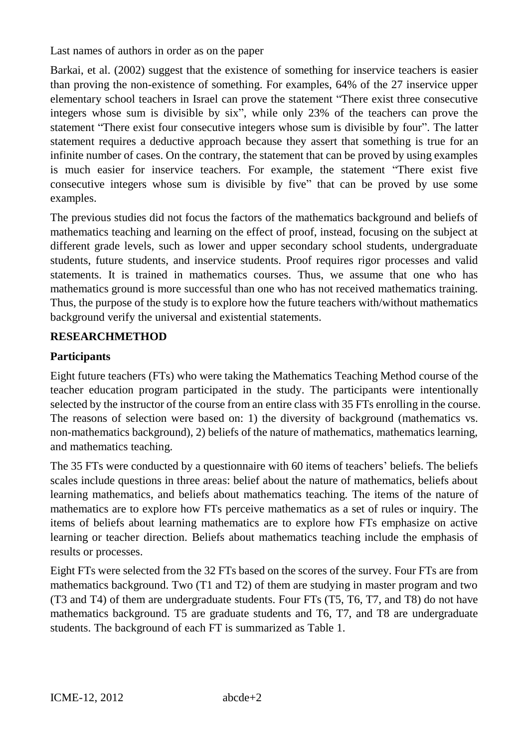Barkai, et al. (2002) suggest that the existence of something for inservice teachers is easier than proving the non-existence of something. For examples, 64% of the 27 inservice upper elementary school teachers in Israel can prove the statement "There exist three consecutive integers whose sum is divisible by six", while only 23% of the teachers can prove the statement "There exist four consecutive integers whose sum is divisible by four". The latter statement requires a deductive approach because they assert that something is true for an infinite number of cases. On the contrary, the statement that can be proved by using examples is much easier for inservice teachers. For example, the statement "There exist five consecutive integers whose sum is divisible by five" that can be proved by use some examples.

The previous studies did not focus the factors of the mathematics background and beliefs of mathematics teaching and learning on the effect of proof, instead, focusing on the subject at different grade levels, such as lower and upper secondary school students, undergraduate students, future students, and inservice students. Proof requires rigor processes and valid statements. It is trained in mathematics courses. Thus, we assume that one who has mathematics ground is more successful than one who has not received mathematics training. Thus, the purpose of the study is to explore how the future teachers with/without mathematics background verify the universal and existential statements.

## RESEARCHMETHOD

### Participants

Eight future teachers (FTs) who were taking the Mathematics Teaching Method course of the teacher education program participated in the study. The participants were intentionally selected by the instructor of the course from an entire class with 35 FTs enrolling in the course. The reasons of selection were based on: 1) the diversity of background (mathematics vs. non-mathematics background), 2) beliefs of the nature of mathematics, mathematics learning, and mathematics teaching.

The 35 FTs were conducted by a questionnaire with 60 items of teachers' beliefs. The beliefs scales include questions in three areas: belief about the nature of mathematics, beliefs about learning mathematics, and beliefs about mathematics teaching. The items of the nature of mathematics are to explore how FTs perceive mathematics as a set of rules or inquiry. The items of beliefs about learning mathematics are to explore how FTs emphasize on active learning or teacher direction. Beliefs about mathematics teaching include the emphasis of results or processes.

Eight FTs were selected from the 32 FTs based on the scores of the survey. Four FTs are from mathematics background. Two (T1 and T2) of them are studying in master program and two (T3 and T4) of them are undergraduate students. Four FTs (T5, T6, T7, and T8) do not have mathematics background. T5 are graduate students and T6, T7, and T8 are undergraduate students. The background of each FT is summarized as Table 1.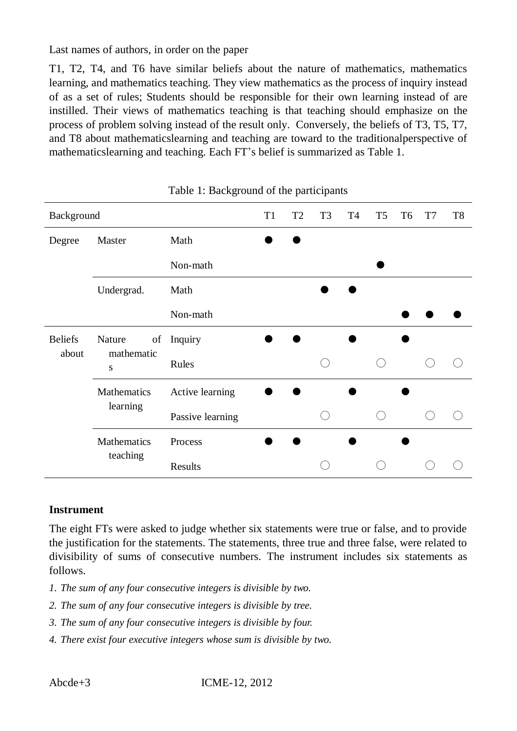T1, T2, T4, and T6 have similar beliefs about the nature of mathematics, mathematics learning, and mathematics teaching. They view mathematics as the process of inquiry instead of as a set of rules; Students should be responsible for their own learning instead of are instilled. Their views of mathematics teaching is that teaching should emphasize on the process of problem solving instead of the result only. Conversely, the beliefs of T3, T5, T7, and T8 about mathematicslearning and teaching are toward to the traditionalperspective of mathematicslearning and teaching. Each FT's belief is summarized as Table 1.

Table 1: Background of the participants

| Background | | | T1 | T2 | T3 | T4 | T5 | T6 | T7 | T8 |
|---|---|---|---|---|---|---|---|---|---|---|
| Degree | Master | Math | ● | ● | | | | | | |
| | | Non-math | | | | | ● | | | |
| | Undergrad. | Math | | | ● | ● | | | | |
| | | Non-math | | | | | | ● | ● | ● |
| Beliefs about | Nature of mathematics | Inquiry | ● | ● | | ● | | ● | | |
| | | Rules | | | ○ | | ○ | | ○ | ○ |
| | Mathematics learning | Active learning | ● | ● | | ● | | ● | | |
| | | Passive learning | | | ○ | | ○ | | ○ | ○ |
| | Mathematics teaching | Process | ● | ● | | ● | | ● | | |
| | | Results | | | ○ | | ○ | | ○ | ○ |

**Instrument**

The eight FTs were asked to judge whether six statements were true or false, and to provide the justification for the statements. The statements, three true and three false, were related to divisibility of sums of consecutive numbers. The instrument includes six statements as follows.

1. *The sum of any four consecutive integers is divisible by two.*
2. *The sum of any four consecutive integers is divisible by tree.*
3. *The sum of any four consecutive integers is divisible by four.*
4. *There exist four executive integers whose sum is divisible by two.*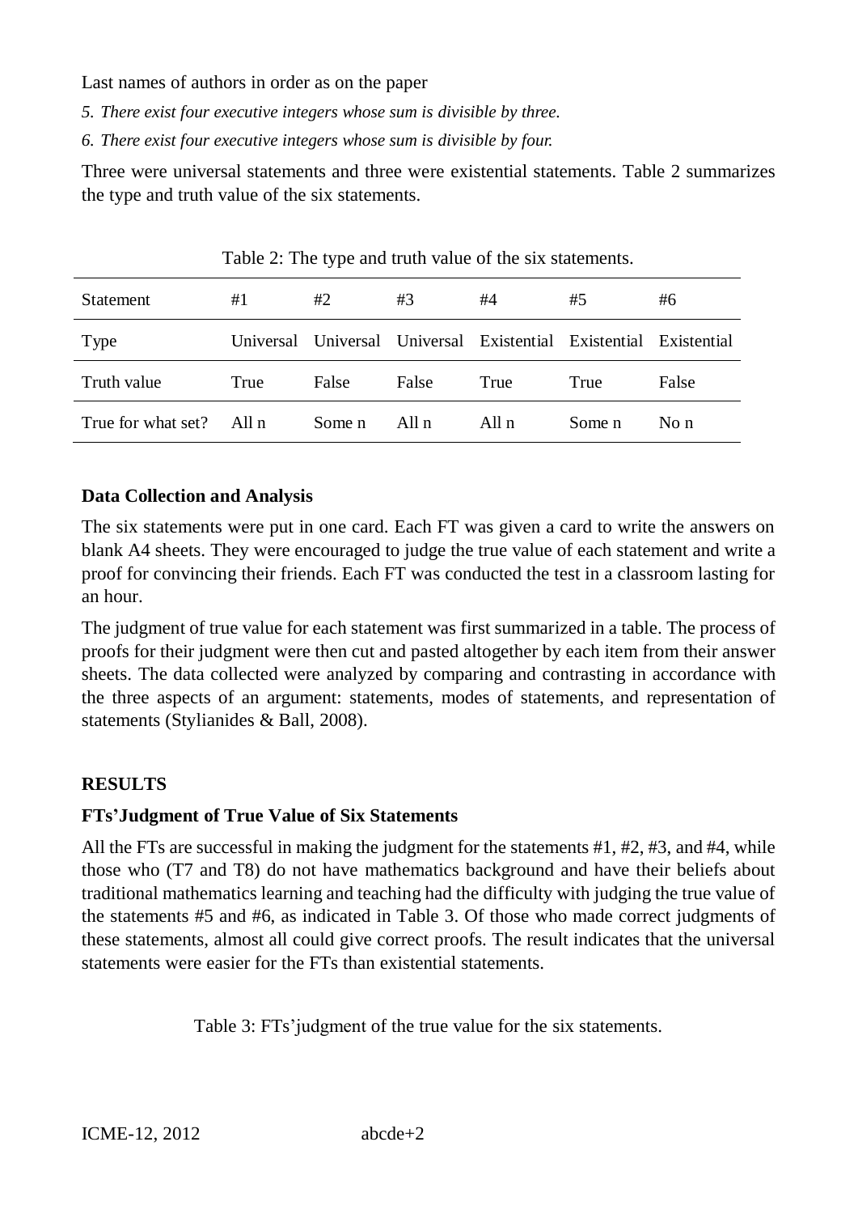*5. There exist four executive integers whose sum is divisible by three.*

*6. There exist four executive integers whose sum is divisible by four.*

Three were universal statements and three were existential statements. Table 2 summarizes the type and truth value of the six statements.

Table 2: The type and truth value of the six statements.

| Statement | #1 | #2 | #3 | #4 | #5 | #6 |
|---|---|---|---|---|---|---|
| Type | Universal | Universal | Universal | Existential | Existential | Existential |
| Truth value | True | False | False | True | True | False |
| True for what set? | All n | Some n | All n | All n | Some n | No n |

### Data Collection and Analysis

The six statements were put in one card. Each FT was given a card to write the answers on blank A4 sheets. They were encouraged to judge the true value of each statement and write a proof for convincing their friends. Each FT was conducted the test in a classroom lasting for an hour.

The judgment of true value for each statement was first summarized in a table. The process of proofs for their judgment were then cut and pasted altogether by each item from their answer sheets. The data collected were analyzed by comparing and contrasting in accordance with the three aspects of an argument: statements, modes of statements, and representation of statements (Stylianides & Ball, 2008).

## RESULTS

### FTs'Judgment of True Value of Six Statements

All the FTs are successful in making the judgment for the statements #1, #2, #3, and #4, while those who (T7 and T8) do not have mathematics background and have their beliefs about traditional mathematics learning and teaching had the difficulty with judging the true value of the statements #5 and #6, as indicated in Table 3. Of those who made correct judgments of these statements, almost all could give correct proofs. The result indicates that the universal statements were easier for the FTs than existential statements.

Table 3: FTs'judgment of the true value for the six statements.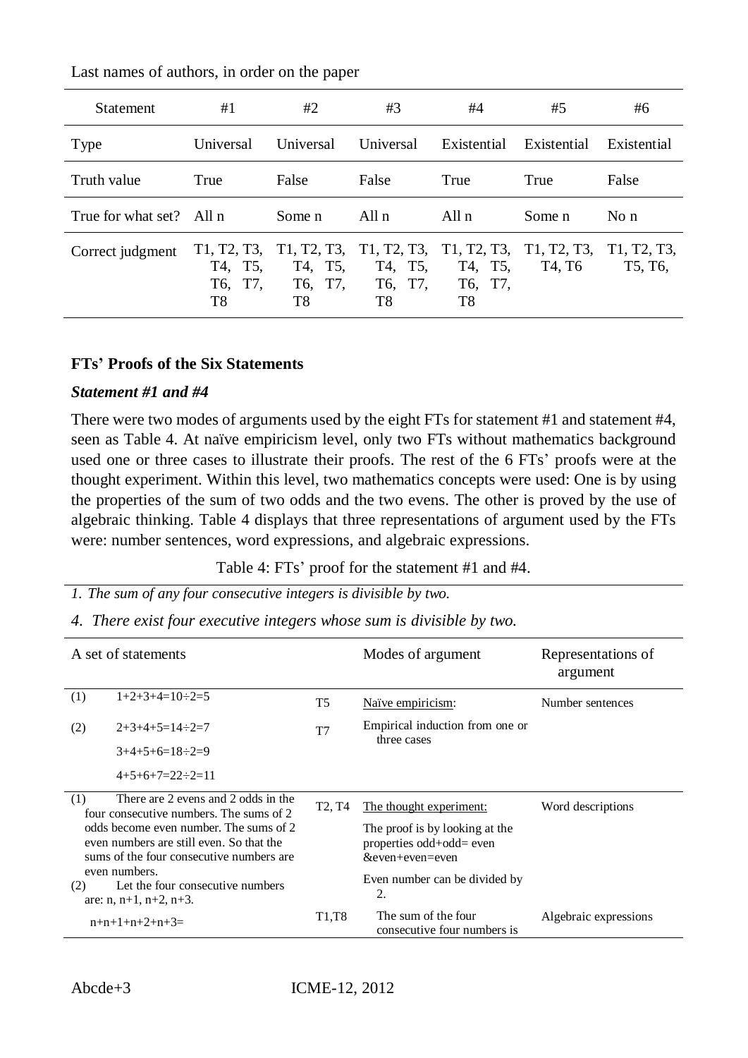| Statement | #1 | #2 | #3 | #4 | #5 | #6 |
|---|---|---|---|---|---|---|
| Type | Universal | Universal | Universal | Existential | Existential | Existential |
| Truth value | True | False | False | True | True | False |
| True for what set? | All n | Some n | All n | All n | Some n | No n |
| Correct judgment | T1, T2, T3, T4, T5, T6, T7, T8 | T1, T2, T3, T4, T5, T6, T7, T8 | T1, T2, T3, T4, T5, T6, T7, T8 | T1, T2, T3, T4, T5, T6, T7, T8 | T1, T2, T3, T4, T6 | T1, T2, T3, T5, T6, |

### FTs' Proofs of the Six Statements

#### *Statement #1 and #4*

There were two modes of arguments used by the eight FTs for statement #1 and statement #4, seen as Table 4. At naïve empiricism level, only two FTs without mathematics background used one or three cases to illustrate their proofs. The rest of the 6 FTs' proofs were at the thought experiment. Within this level, two mathematics concepts were used: One is by using the properties of the sum of two odds and the two evens. The other is proved by the use of algebraic thinking. Table 4 displays that three representations of argument used by the FTs were: number sentences, word expressions, and algebraic expressions.

Table 4: FTs' proof for the statement #1 and #4.

*1. The sum of any four consecutive integers is divisible by two.*

*4. There exist four executive integers whose sum is divisible by two.*

| A set of statements | | Modes of argument | Representations of argument |
|---|---|---|---|
| (1) $1+2+3+4=10\div2=5$ | T5 | Naïve empiricism: | Number sentences |
| (2) $2+3+4+5=14\div2=7$<br>$3+4+5+6=18\div2=9$<br>$4+5+6+7=22\div2=11$ | T7 | Empirical induction from one or three cases | |
| (1) There are 2 evens and 2 odds in the four consecutive numbers. The sums of 2 odds become even number. The sums of 2 even numbers are still even. So that the sums of the four consecutive numbers are even numbers. | T2, T4 | The thought experiment:<br>The proof is by looking at the properties odd+odd= even &even+even=even<br>Even number can be divided by 2. | Word descriptions |
| (2) Let the four consecutive numbers are: n, n+1, n+2, n+3.<br>$n+n+1+n+2+n+3=$ | T1,T8 | The sum of the four consecutive four numbers is | Algebraic expressions |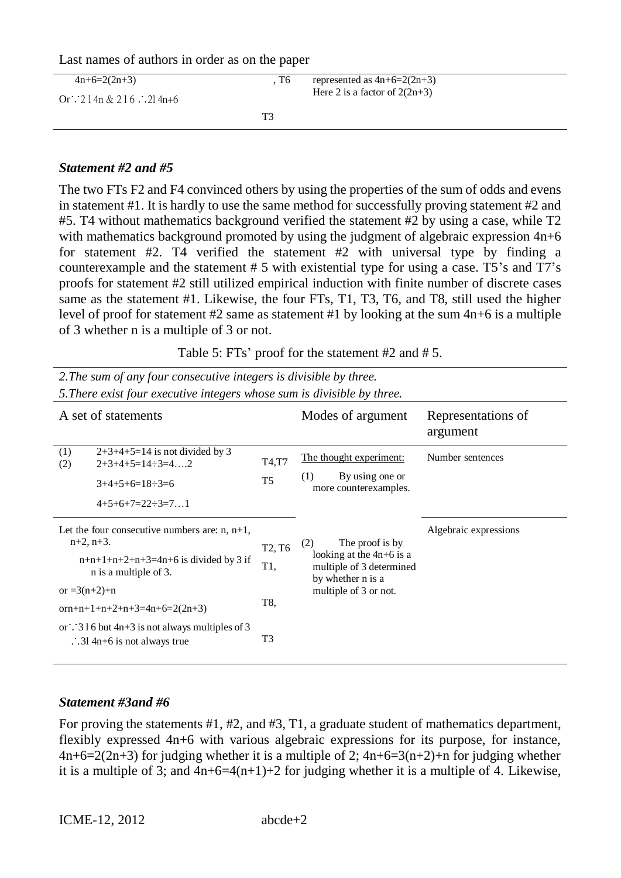| | | |
|---|---|---|
| $4n+6=2(2n+3)$ Or∵2 l 4n & 2 l 6 ∴2l 4n+6 | , T6 T3 | represented as $4n+6=2(2n+3)$ Here 2 is a factor of $2(2n+3)$ |

### *Statement #2 and #5*

The two FTs F2 and F4 convinced others by using the properties of the sum of odds and evens in statement #1. It is hardly to use the same method for successfully proving statement #2 and #5. T4 without mathematics background verified the statement #2 by using a case, while T2 with mathematics background promoted by using the judgment of algebraic expression 4n+6 for statement #2. T4 verified the statement #2 with universal type by finding a counterexample and the statement # 5 with existential type for using a case. T5's and T7's proofs for statement #2 still utilized empirical induction with finite number of discrete cases same as the statement #1. Likewise, the four FTs, T1, T3, T6, and T8, still used the higher level of proof for statement #2 same as statement #1 by looking at the sum 4n+6 is a multiple of 3 whether n is a multiple of 3 or not.

Table 5: FTs' proof for the statement #2 and # 5.

*2.The sum of any four consecutive integers is divisible by three.*
*5.There exist four executive integers whose sum is divisible by three.*

| A set of statements | | Modes of argument | Representations of argument |
|---|---|---|---|
| (1) 2+3+4+5=14 is not divided by 3<br>(2) 2+3+4+5=14÷3=4….2<br>3+4+5+6=18÷3=6<br>4+5+6+7=22÷3=7…1 | T4,T7<br>T5 | The thought experiment:<br>(1) By using one or more counterexamples. | Number sentences |
| Let the four consecutive numbers are: n, n+1, n+2, n+3.<br>n+n+1+n+2+n+3=4n+6 is divided by 3 if n is a multiple of 3.<br>or =3(n+2)+n<br>orn+n+1+n+2+n+3=4n+6=2(2n+3)<br>or∵3 l 6 but 4n+3 is not always multiples of 3 ∴3l 4n+6 is not always true | T2, T6<br>T1,<br>T8,<br>T3 | (2) The proof is by looking at the 4n+6 is a multiple of 3 determined by whether n is a multiple of 3 or not. | Algebraic expressions |

### *Statement #3and #6*

For proving the statements #1, #2, and #3, T1, a graduate student of mathematics department, flexibly expressed 4n+6 with various algebraic expressions for its purpose, for instance, $4n+6=2(2n+3)$ for judging whether it is a multiple of 2; $4n+6=3(n+2)+n$ for judging whether it is a multiple of 3; and $4n+6=4(n+1)+2$ for judging whether it is a multiple of 4. Likewise,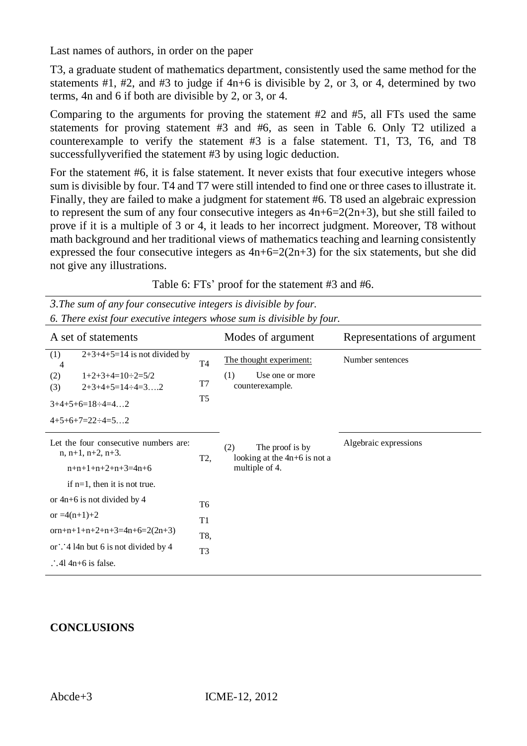T3, a graduate student of mathematics department, consistently used the same method for the statements #1, #2, and #3 to judge if 4n+6 is divisible by 2, or 3, or 4, determined by two terms, 4n and 6 if both are divisible by 2, or 3, or 4.

Comparing to the arguments for proving the statement #2 and #5, all FTs used the same statements for proving statement #3 and #6, as seen in Table 6. Only T2 utilized a counterexample to verify the statement #3 is a false statement. T1, T3, T6, and T8 successfullyverified the statement #3 by using logic deduction.

For the statement #6, it is false statement. It never exists that four executive integers whose sum is divisible by four. T4 and T7 were still intended to find one or three cases to illustrate it. Finally, they are failed to make a judgment for statement #6. T8 used an algebraic expression to represent the sum of any four consecutive integers as 4n+6=2(2n+3), but she still failed to prove if it is a multiple of 3 or 4, it leads to her incorrect judgment. Moreover, T8 without math background and her traditional views of mathematics teaching and learning consistently expressed the four consecutive integers as 4n+6=2(2n+3) for the six statements, but she did not give any illustrations.

Table 6: FTs' proof for the statement #3 and #6.

*3.The sum of any four consecutive integers is divisible by four.*
*6. There exist four executive integers whose sum is divisible by four.*

| A set of statements | | Modes of argument | Representations of argument |
|---|---|---|---|
| (1) 2+3+4+5=14 is not divided by 4<br>(2) 1+2+3+4=10÷2=5/2<br>(3) 2+3+4+5=14÷4=3….2<br>3+4+5+6=18÷4=4…2<br>4+5+6+7=22÷4=5…2 | T4<br>T7<br>T5 | The thought experiment:<br>(1) Use one or more counterexample. | Number sentences |
| Let the four consecutive numbers are: n, n+1, n+2, n+3.<br>n+n+1+n+2+n+3=4n+6<br>if n=1, then it is not true.<br>or 4n+6 is not divided by 4<br>or =4(n+1)+2<br>orn+n+1+n+2+n+3=4n+6=2(2n+3)<br>or∵4 l4n but 6 is not divided by 4<br>∴4l 4n+6 is false. | T2,<br>T6<br>T1<br>T8,<br>T3 | (2) The proof is by looking at the 4n+6 is not a multiple of 4. | Algebraic expressions |

## CONCLUSIONS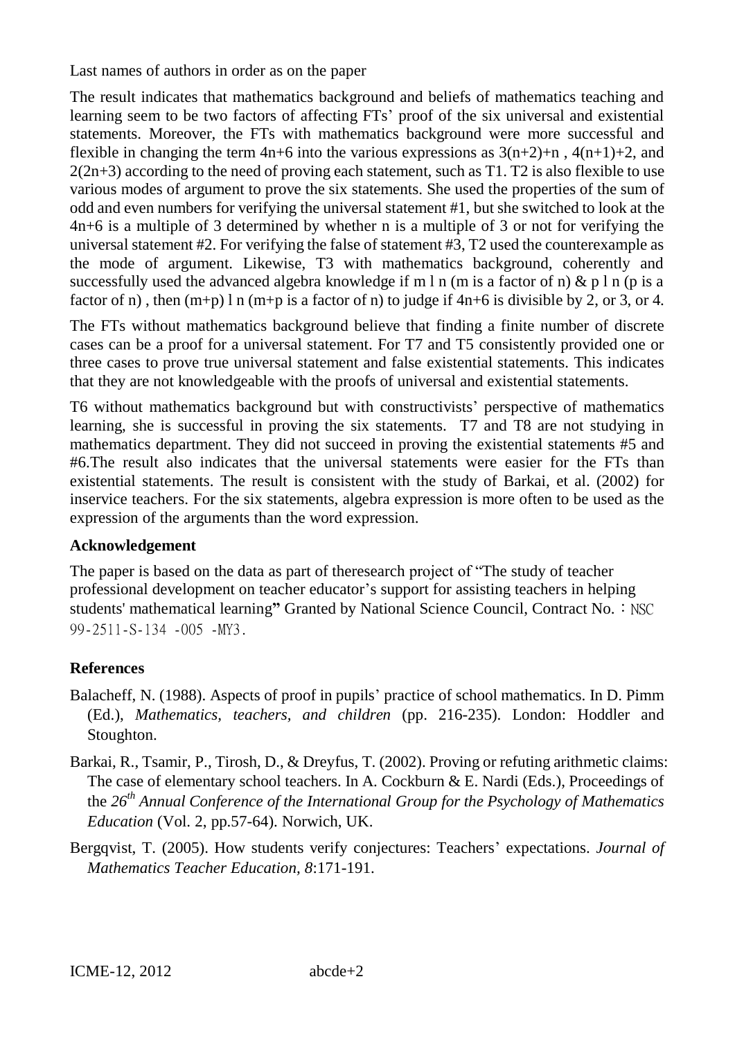The result indicates that mathematics background and beliefs of mathematics teaching and learning seem to be two factors of affecting FTs' proof of the six universal and existential statements. Moreover, the FTs with mathematics background were more successful and flexible in changing the term $4n+6$ into the various expressions as $3(n+2)+n$ , $4(n+1)+2$, and $2(2n+3)$ according to the need of proving each statement, such as T1. T2 is also flexible to use various modes of argument to prove the six statements. She used the properties of the sum of odd and even numbers for verifying the universal statement #1, but she switched to look at the $4n+6$ is a multiple of 3 determined by whether n is a multiple of 3 or not for verifying the universal statement #2. For verifying the false of statement #3, T2 used the counterexample as the mode of argument. Likewise, T3 with mathematics background, coherently and successfully used the advanced algebra knowledge if m l n (m is a factor of n) & p l n (p is a factor of n) , then (m+p) l n (m+p is a factor of n) to judge if $4n+6$ is divisible by 2, or 3, or 4.

The FTs without mathematics background believe that finding a finite number of discrete cases can be a proof for a universal statement. For T7 and T5 consistently provided one or three cases to prove true universal statement and false existential statements. This indicates that they are not knowledgeable with the proofs of universal and existential statements.

T6 without mathematics background but with constructivists' perspective of mathematics learning, she is successful in proving the six statements. T7 and T8 are not studying in mathematics department. They did not succeed in proving the existential statements #5 and #6.The result also indicates that the universal statements were easier for the FTs than existential statements. The result is consistent with the study of Barkai, et al. (2002) for inservice teachers. For the six statements, algebra expression is more often to be used as the expression of the arguments than the word expression.

**Acknowledgement**

The paper is based on the data as part of theresearch project of "The study of teacher professional development on teacher educator's support for assisting teachers in helping students' mathematical learning**"** Granted by National Science Council, Contract No. ：NSC 99-2511-S-134 -005 -MY3.

## References

Balacheff, N. (1988). Aspects of proof in pupils' practice of school mathematics. In D. Pimm (Ed.), *Mathematics, teachers, and children* (pp. 216-235). London: Hoddler and Stoughton.

Barkai, R., Tsamir, P., Tirosh, D., & Dreyfus, T. (2002). Proving or refuting arithmetic claims: The case of elementary school teachers. In A. Cockburn & E. Nardi (Eds.), Proceedings of the *26th Annual Conference of the International Group for the Psychology of Mathematics Education* (Vol. 2, pp.57-64). Norwich, UK.

Bergqvist, T. (2005). How students verify conjectures: Teachers' expectations. *Journal of Mathematics Teacher Education, 8*:171-191.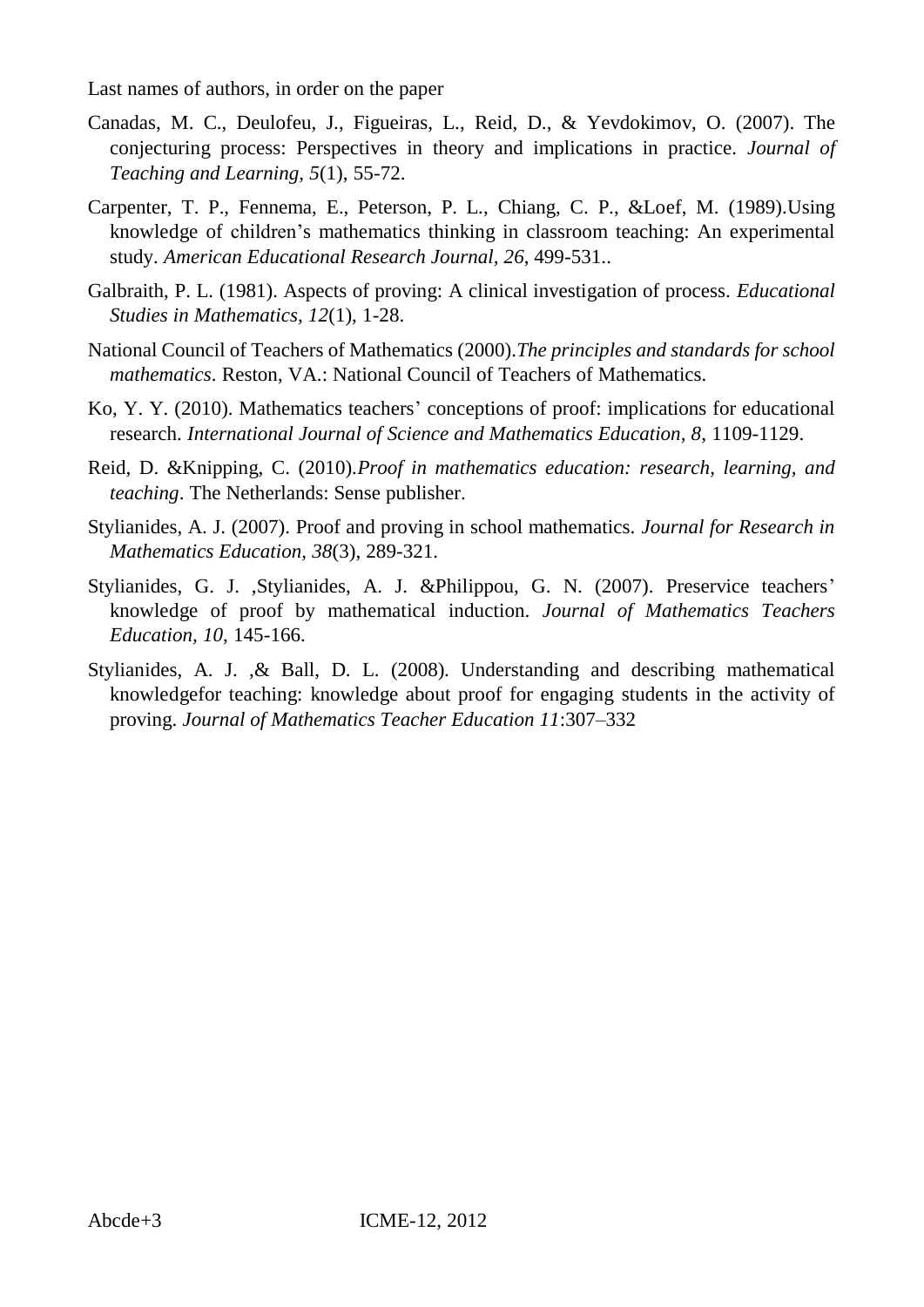Canadas, M. C., Deulofeu, J., Figueiras, L., Reid, D., & Yevdokimov, O. (2007). The conjecturing process: Perspectives in theory and implications in practice. *Journal of Teaching and Learning, 5*(1), 55-72.

Carpenter, T. P., Fennema, E., Peterson, P. L., Chiang, C. P., &Loef, M. (1989).Using knowledge of children's mathematics thinking in classroom teaching: An experimental study. *American Educational Research Journal, 26*, 499-531..

Galbraith, P. L. (1981). Aspects of proving: A clinical investigation of process. *Educational Studies in Mathematics, 12*(1), 1-28.

National Council of Teachers of Mathematics (2000).*The principles and standards for school mathematics*. Reston, VA.: National Council of Teachers of Mathematics.

Ko, Y. Y. (2010). Mathematics teachers' conceptions of proof: implications for educational research. *International Journal of Science and Mathematics Education, 8*, 1109-1129.

Reid, D. &Knipping, C. (2010).*Proof in mathematics education: research, learning, and teaching*. The Netherlands: Sense publisher.

Stylianides, A. J. (2007). Proof and proving in school mathematics. *Journal for Research in Mathematics Education, 38*(3), 289-321.

Stylianides, G. J. ,Stylianides, A. J. &Philippou, G. N. (2007). Preservice teachers' knowledge of proof by mathematical induction. *Journal of Mathematics Teachers Education, 10*, 145-166.

Stylianides, A. J. ,& Ball, D. L. (2008). Understanding and describing mathematical knowledgefor teaching: knowledge about proof for engaging students in the activity of proving. *Journal of Mathematics Teacher Education 11*:307–332